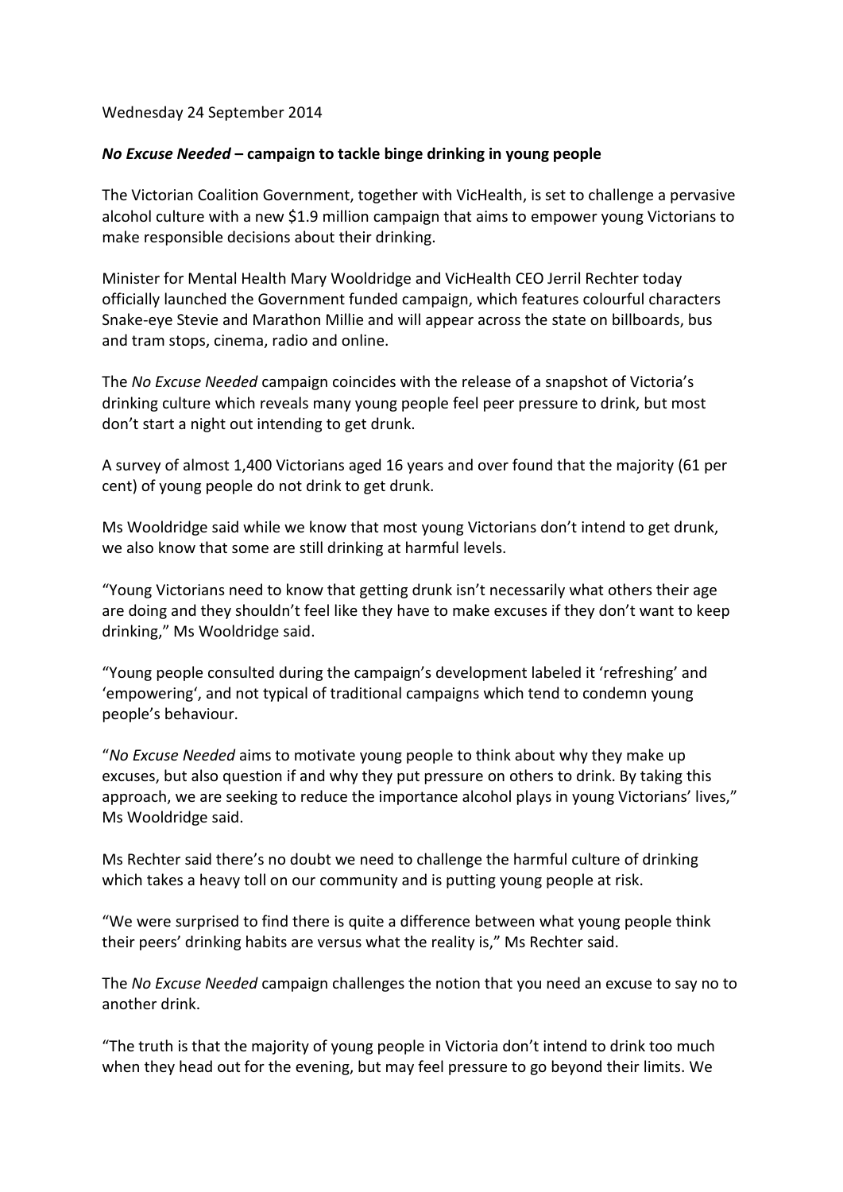Wednesday 24 September 2014

***No Excuse Needed* – campaign to tackle binge drinking in young people**

The Victorian Coalition Government, together with VicHealth, is set to challenge a pervasive alcohol culture with a new $1.9 million campaign that aims to empower young Victorians to make responsible decisions about their drinking.

Minister for Mental Health Mary Wooldridge and VicHealth CEO Jerril Rechter today officially launched the Government funded campaign, which features colourful characters Snake-eye Stevie and Marathon Millie and will appear across the state on billboards, bus and tram stops, cinema, radio and online.

The *No Excuse Needed* campaign coincides with the release of a snapshot of Victoria's drinking culture which reveals many young people feel peer pressure to drink, but most don't start a night out intending to get drunk.

A survey of almost 1,400 Victorians aged 16 years and over found that the majority (61 per cent) of young people do not drink to get drunk.

Ms Wooldridge said while we know that most young Victorians don't intend to get drunk, we also know that some are still drinking at harmful levels.

"Young Victorians need to know that getting drunk isn't necessarily what others their age are doing and they shouldn't feel like they have to make excuses if they don't want to keep drinking," Ms Wooldridge said.

"Young people consulted during the campaign's development labeled it 'refreshing' and 'empowering', and not typical of traditional campaigns which tend to condemn young people's behaviour.

"*No Excuse Needed* aims to motivate young people to think about why they make up excuses, but also question if and why they put pressure on others to drink. By taking this approach, we are seeking to reduce the importance alcohol plays in young Victorians' lives," Ms Wooldridge said.

Ms Rechter said there's no doubt we need to challenge the harmful culture of drinking which takes a heavy toll on our community and is putting young people at risk.

"We were surprised to find there is quite a difference between what young people think their peers' drinking habits are versus what the reality is," Ms Rechter said.

The *No Excuse Needed* campaign challenges the notion that you need an excuse to say no to another drink.

"The truth is that the majority of young people in Victoria don't intend to drink too much when they head out for the evening, but may feel pressure to go beyond their limits. We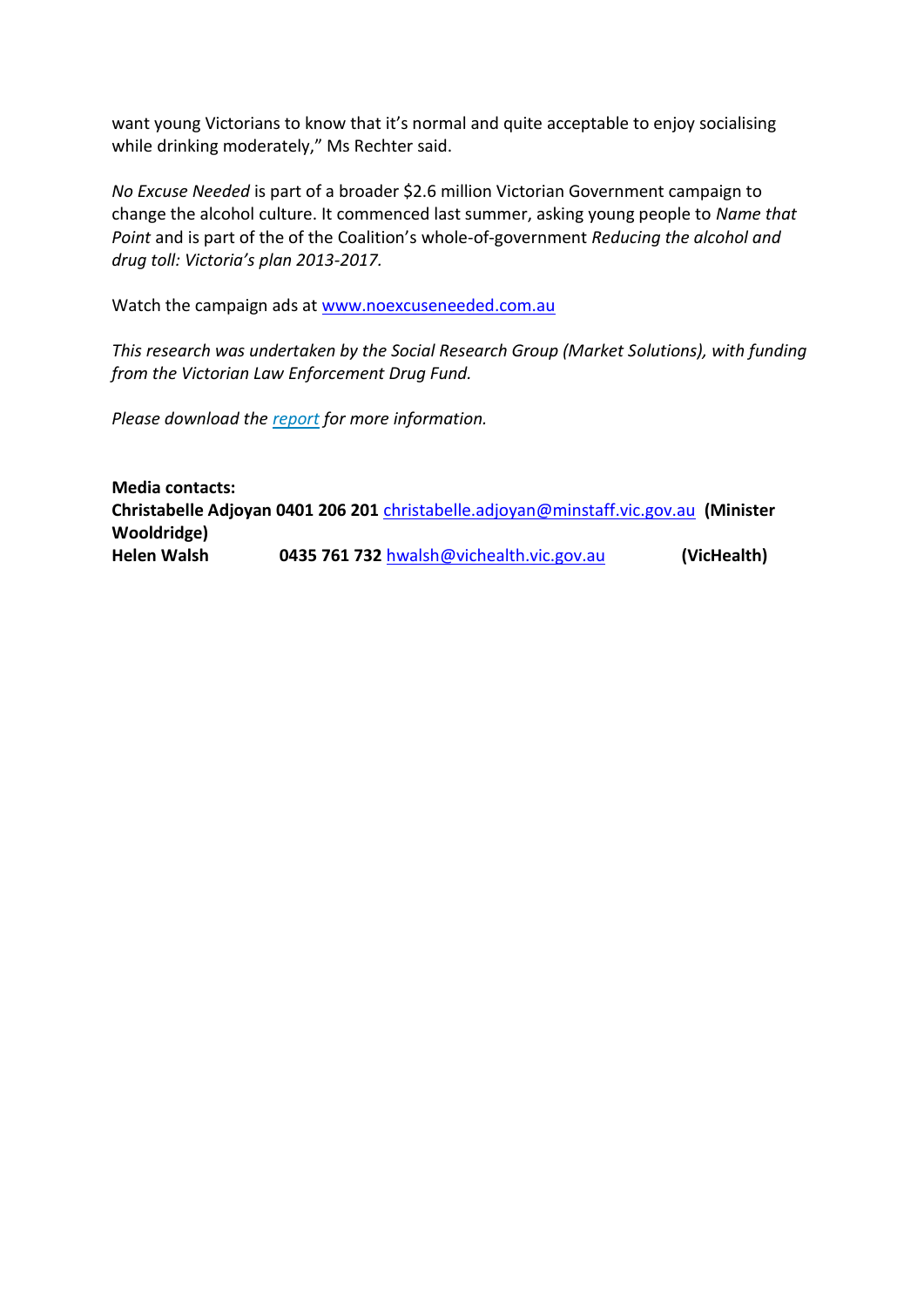want young Victorians to know that it's normal and quite acceptable to enjoy socialising while drinking moderately," Ms Rechter said.

*No Excuse Needed* is part of a broader $2.6 million Victorian Government campaign to change the alcohol culture. It commenced last summer, asking young people to *Name that Point* and is part of the of the Coalition's whole-of-government *Reducing the alcohol and drug toll: Victoria's plan 2013-2017.*

Watch the campaign ads at www.noexcuseneeded.com.au

*This research was undertaken by the Social Research Group (Market Solutions), with funding from the Victorian Law Enforcement Drug Fund.*

*Please download the report for more information.*

**Media contacts:**
**Christabelle Adjoyan 0401 206 201** christabelle.adjoyan@minstaff.vic.gov.au **(Minister Wooldridge)**
**Helen Walsh 0435 761 732** hwalsh@vichealth.vic.gov.au **(VicHealth)**